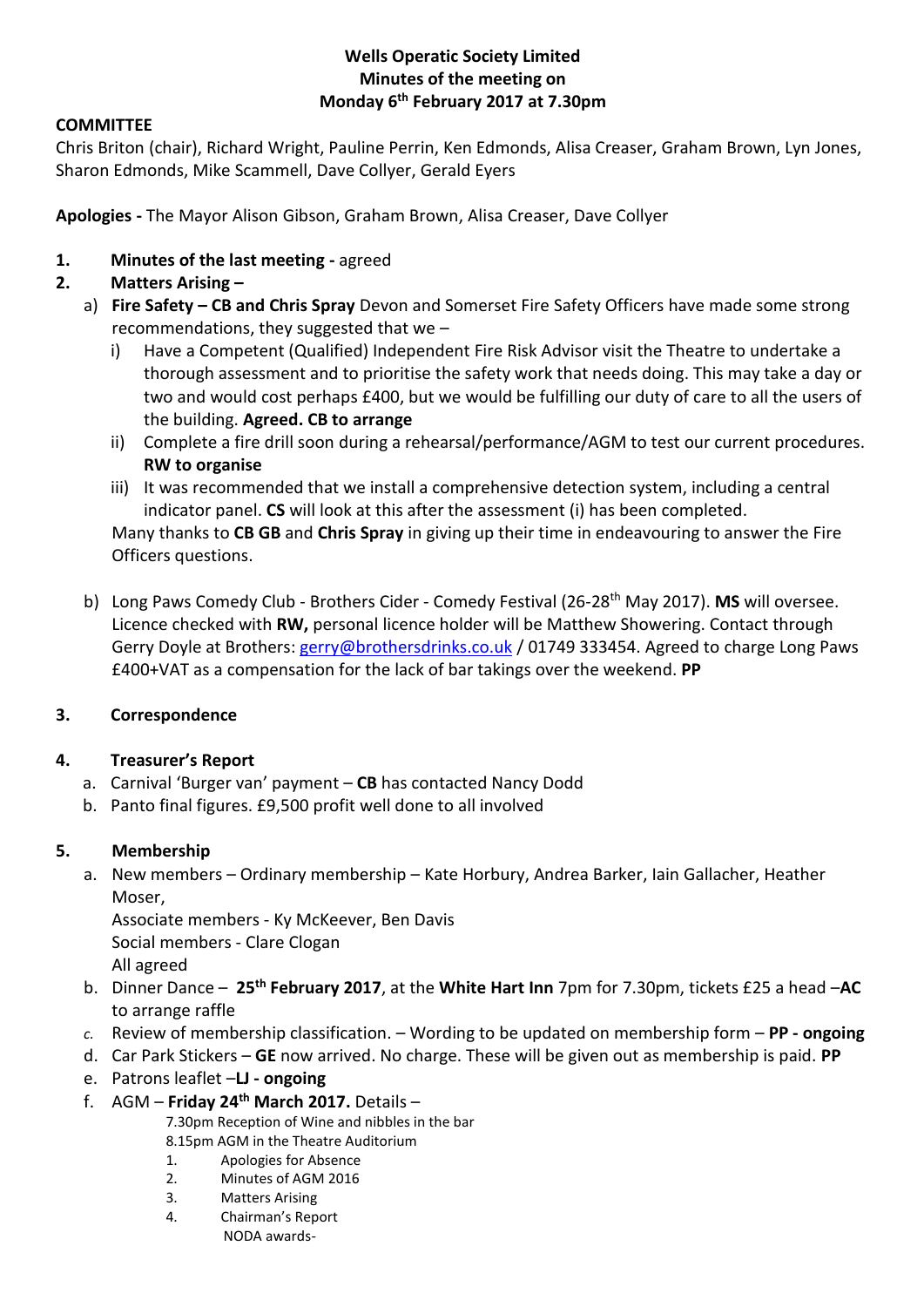**Wells Operatic Society Limited**
**Minutes of the meeting on**
**Monday 6th February 2017 at 7.30pm**

**COMMITTEE**

Chris Briton (chair), Richard Wright, Pauline Perrin, Ken Edmonds, Alisa Creaser, Graham Brown, Lyn Jones, Sharon Edmonds, Mike Scammell, Dave Collyer, Gerald Eyers

**Apologies -** The Mayor Alison Gibson, Graham Brown, Alisa Creaser, Dave Collyer

1. **Minutes of the last meeting -** agreed
2. **Matters Arising –**
   a) **Fire Safety – CB and Chris Spray** Devon and Somerset Fire Safety Officers have made some strong recommendations, they suggested that we –
      i) Have a Competent (Qualified) Independent Fire Risk Advisor visit the Theatre to undertake a thorough assessment and to prioritise the safety work that needs doing. This may take a day or two and would cost perhaps £400, but we would be fulfilling our duty of care to all the users of the building. **Agreed. CB to arrange**
      ii) Complete a fire drill soon during a rehearsal/performance/AGM to test our current procedures. **RW to organise**
      iii) It was recommended that we install a comprehensive detection system, including a central indicator panel. **CS** will look at this after the assessment (i) has been completed.

      Many thanks to **CB GB** and **Chris Spray** in giving up their time in endeavouring to answer the Fire Officers questions.

   b) Long Paws Comedy Club - Brothers Cider - Comedy Festival (26-28th May 2017). **MS** will oversee. Licence checked with **RW,** personal licence holder will be Matthew Showering. Contact through Gerry Doyle at Brothers: gerry@brothersdrinks.co.uk / 01749 333454. Agreed to charge Long Paws £400+VAT as a compensation for the lack of bar takings over the weekend. **PP**

3. **Correspondence**

4. **Treasurer's Report**
   a. Carnival 'Burger van' payment – **CB** has contacted Nancy Dodd
   b. Panto final figures. £9,500 profit well done to all involved

5. **Membership**
   a. New members – Ordinary membership – Kate Horbury, Andrea Barker, Iain Gallacher, Heather Moser,
      Associate members - Ky McKeever, Ben Davis
      Social members - Clare Clogan
      All agreed
   b. Dinner Dance – **25th February 2017**, at the **White Hart Inn** 7pm for 7.30pm, tickets £25 a head –**AC** to arrange raffle
   c. Review of membership classification. – Wording to be updated on membership form – **PP - ongoing**
   d. Car Park Stickers – **GE** now arrived. No charge. These will be given out as membership is paid. **PP**
   e. Patrons leaflet –**LJ - ongoing**
   f. AGM – **Friday 24th March 2017.** Details –
      7.30pm Reception of Wine and nibbles in the bar
      8.15pm AGM in the Theatre Auditorium
      1. Apologies for Absence
      2. Minutes of AGM 2016
      3. Matters Arising
      4. Chairman's Report
         NODA awards-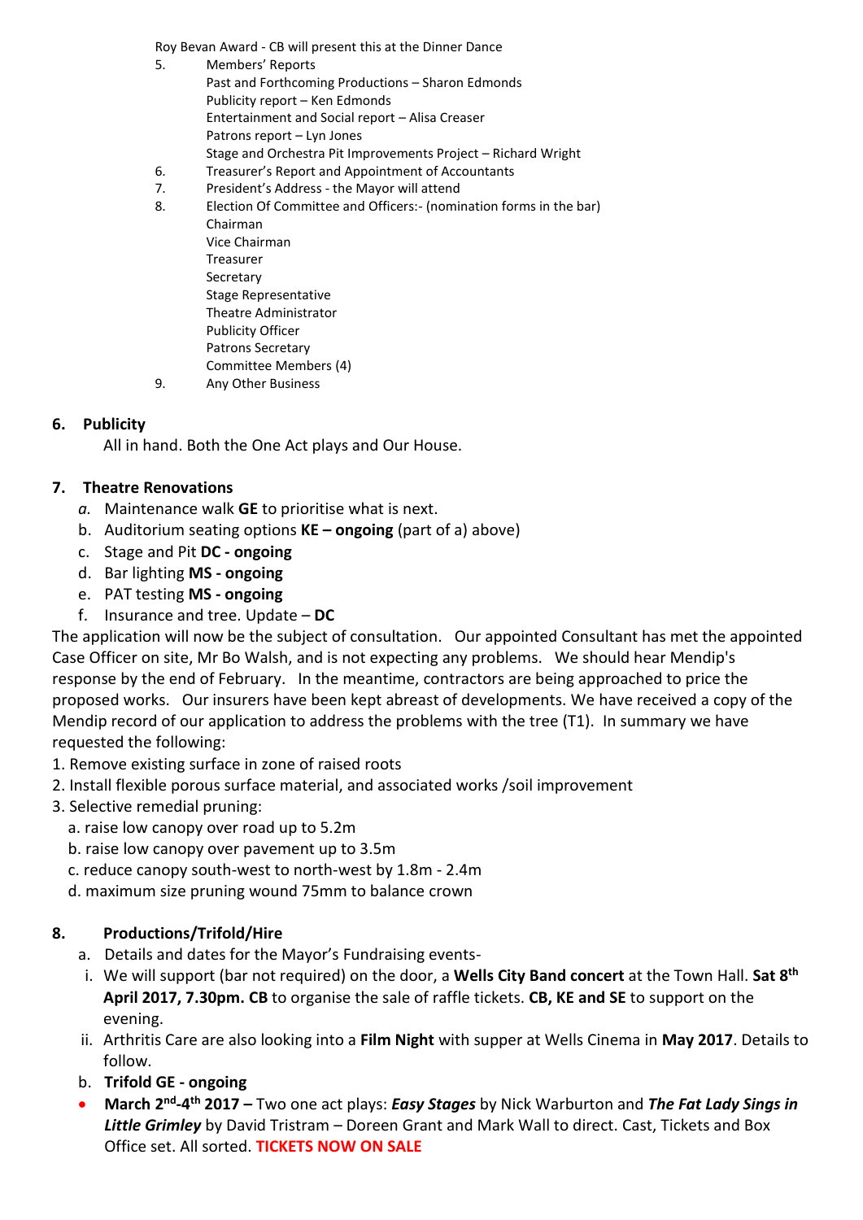Roy Bevan Award - CB will present this at the Dinner Dance

5. Members' Reports
   - Past and Forthcoming Productions – Sharon Edmonds
   - Publicity report – Ken Edmonds
   - Entertainment and Social report – Alisa Creaser
   - Patrons report – Lyn Jones
   - Stage and Orchestra Pit Improvements Project – Richard Wright
6. Treasurer's Report and Appointment of Accountants
7. President's Address - the Mayor will attend
8. Election Of Committee and Officers:- (nomination forms in the bar)
   - Chairman
   - Vice Chairman
   - Treasurer
   - Secretary
   - Stage Representative
   - Theatre Administrator
   - Publicity Officer
   - Patrons Secretary
   - Committee Members (4)
9. Any Other Business

## 6. Publicity

All in hand. Both the One Act plays and Our House.

## 7. Theatre Renovations

a. Maintenance walk **GE** to prioritise what is next.
b. Auditorium seating options **KE – ongoing** (part of a) above)
c. Stage and Pit **DC - ongoing**
d. Bar lighting **MS - ongoing**
e. PAT testing **MS - ongoing**
f. Insurance and tree. Update – **DC**

The application will now be the subject of consultation. Our appointed Consultant has met the appointed Case Officer on site, Mr Bo Walsh, and is not expecting any problems. We should hear Mendip's response by the end of February. In the meantime, contractors are being approached to price the proposed works. Our insurers have been kept abreast of developments. We have received a copy of the Mendip record of our application to address the problems with the tree (T1). In summary we have requested the following:

1. Remove existing surface in zone of raised roots
2. Install flexible porous surface material, and associated works /soil improvement
3. Selective remedial pruning:
   a. raise low canopy over road up to 5.2m
   b. raise low canopy over pavement up to 3.5m
   c. reduce canopy south-west to north-west by 1.8m - 2.4m
   d. maximum size pruning wound 75mm to balance crown

## 8. Productions/Trifold/Hire

a. Details and dates for the Mayor's Fundraising events-
   i. We will support (bar not required) on the door, a **Wells City Band concert** at the Town Hall. **Sat 8th April 2017, 7.30pm. CB** to organise the sale of raffle tickets. **CB, KE and SE** to support on the evening.
   ii. Arthritis Care are also looking into a **Film Night** with supper at Wells Cinema in **May 2017**. Details to follow.
b. **Trifold GE - ongoing**

- **March 2nd-4th 2017 –** Two one act plays: ***Easy Stages*** by Nick Warburton and ***The Fat Lady Sings in Little Grimley*** by David Tristram – Doreen Grant and Mark Wall to direct. Cast, Tickets and Box Office set. All sorted. **TICKETS NOW ON SALE**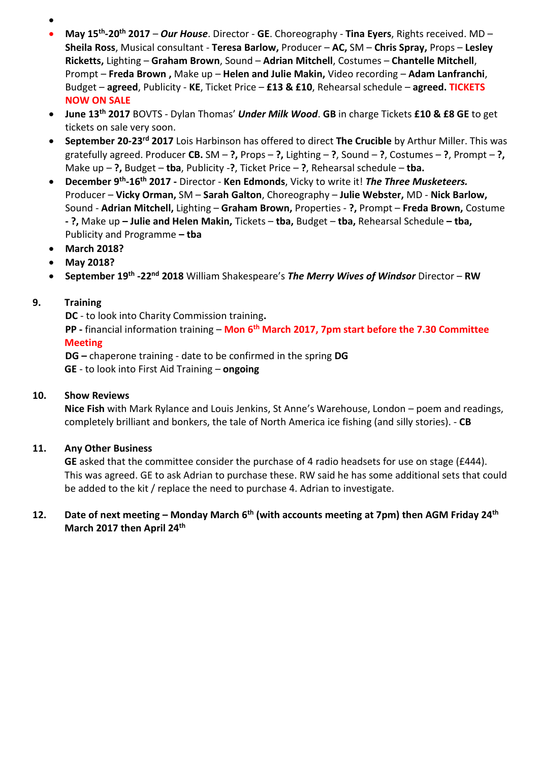- 
- **May 15th-20th 2017** – ***Our House***. Director - **GE**. Choreography - **Tina Eyers**, Rights received. MD – **Sheila Ross**, Musical consultant - **Teresa Barlow,** Producer – **AC,** SM – **Chris Spray,** Props – **Lesley Ricketts,** Lighting – **Graham Brown**, Sound – **Adrian Mitchell**, Costumes – **Chantelle Mitchell**, Prompt – **Freda Brown ,** Make up – **Helen and Julie Makin,** Video recording – **Adam Lanfranchi**, Budget – **agreed**, Publicity - **KE**, Ticket Price – **£13 & £10**, Rehearsal schedule – **agreed. TICKETS NOW ON SALE**
- **June 13th 2017** BOVTS - Dylan Thomas' ***Under Milk Wood***. **GB** in charge Tickets **£10 & £8 GE** to get tickets on sale very soon.
- **September 20-23rd 2017** Lois Harbinson has offered to direct **The Crucible** by Arthur Miller. This was gratefully agreed. Producer **CB.** SM – **?,** Props – **?,** Lighting – **?**, Sound – **?**, Costumes – **?**, Prompt – **?,** Make up – **?,** Budget – **tba**, Publicity -**?**, Ticket Price – **?**, Rehearsal schedule – **tba.**
- **December 9th-16th 2017 -** Director - **Ken Edmonds**, Vicky to write it! ***The Three Musketeers.*** Producer – **Vicky Orman,** SM – **Sarah Galton**, Choreography – **Julie Webster,** MD - **Nick Barlow,** Sound - **Adrian Mitchell,** Lighting – **Graham Brown,** Properties - **?,** Prompt – **Freda Brown,** Costume **- ?,** Make up **– Julie and Helen Makin,** Tickets – **tba,** Budget – **tba,** Rehearsal Schedule **– tba,** Publicity and Programme **– tba**
- **March 2018?**
- **May 2018?**
- **September 19th -22nd 2018** William Shakespeare's ***The Merry Wives of Windsor*** Director – **RW**

**9. Training**

**DC** - to look into Charity Commission training**.**

**PP -** financial information training – **Mon 6th March 2017, 7pm start before the 7.30 Committee Meeting**

**DG –** chaperone training - date to be confirmed in the spring **DG**

**GE** - to look into First Aid Training – **ongoing**

**10. Show Reviews**

**Nice Fish** with Mark Rylance and Louis Jenkins, St Anne's Warehouse, London – poem and readings, completely brilliant and bonkers, the tale of North America ice fishing (and silly stories). - **CB**

**11. Any Other Business**

**GE** asked that the committee consider the purchase of 4 radio headsets for use on stage (£444). This was agreed. GE to ask Adrian to purchase these. RW said he has some additional sets that could be added to the kit / replace the need to purchase 4. Adrian to investigate.

**12. Date of next meeting – Monday March 6th (with accounts meeting at 7pm) then AGM Friday 24th March 2017 then April 24th**